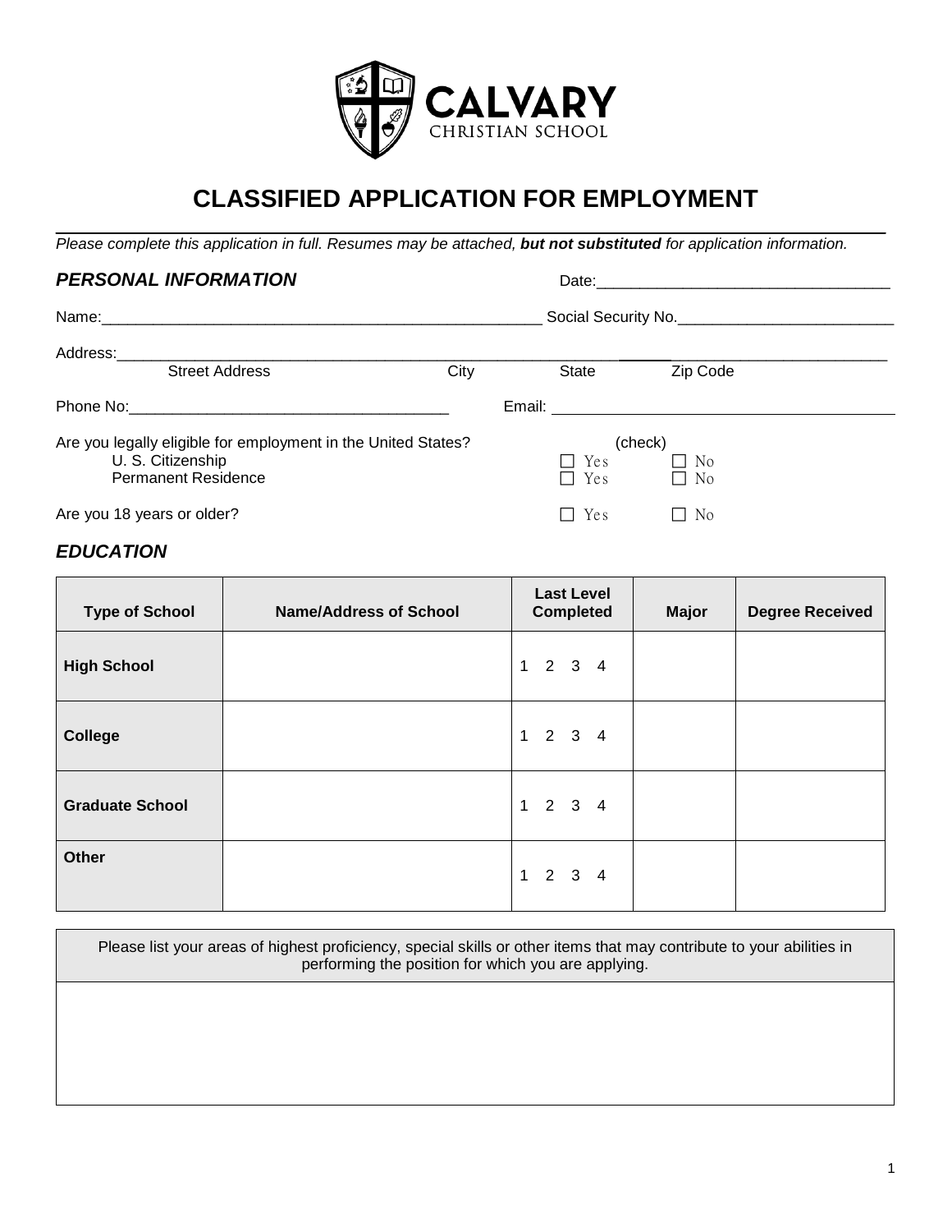# CALVARY CHRISTIAN SCHOOL

## CLASSIFIED APPLICATION FOR EMPLOYMENT

*Please complete this application in full. Resumes may be attached, **but not substituted** for application information.*

### *PERSONAL INFORMATION*

Date:___________________________________

Name:______________________________________________________ Social Security No.__________________________

Address:_____________________________________________________________________________________________
Street Address City State Zip Code

Phone No:______________________________________ Email: ________________________________________

Are you legally eligible for employment in the United States? (check)

| | | |
|---|---|---|
| U. S. Citizenship | ☐ Yes | ☐ No |
| Permanent Residence | ☐ Yes | ☐ No |

Are you 18 years or older? ☐ Yes ☐ No

### *EDUCATION*

| Type of School | Name/Address of School | Last Level Completed | Major | Degree Received |
|---|---|---|---|---|
| **High School** | | 1 2 3 4 | | |
| **College** | | 1 2 3 4 | | |
| **Graduate School** | | 1 2 3 4 | | |
| **Other** | | 1 2 3 4 | | |

| Please list your areas of highest proficiency, special skills or other items that may contribute to your abilities in performing the position for which you are applying. |
|---|
| |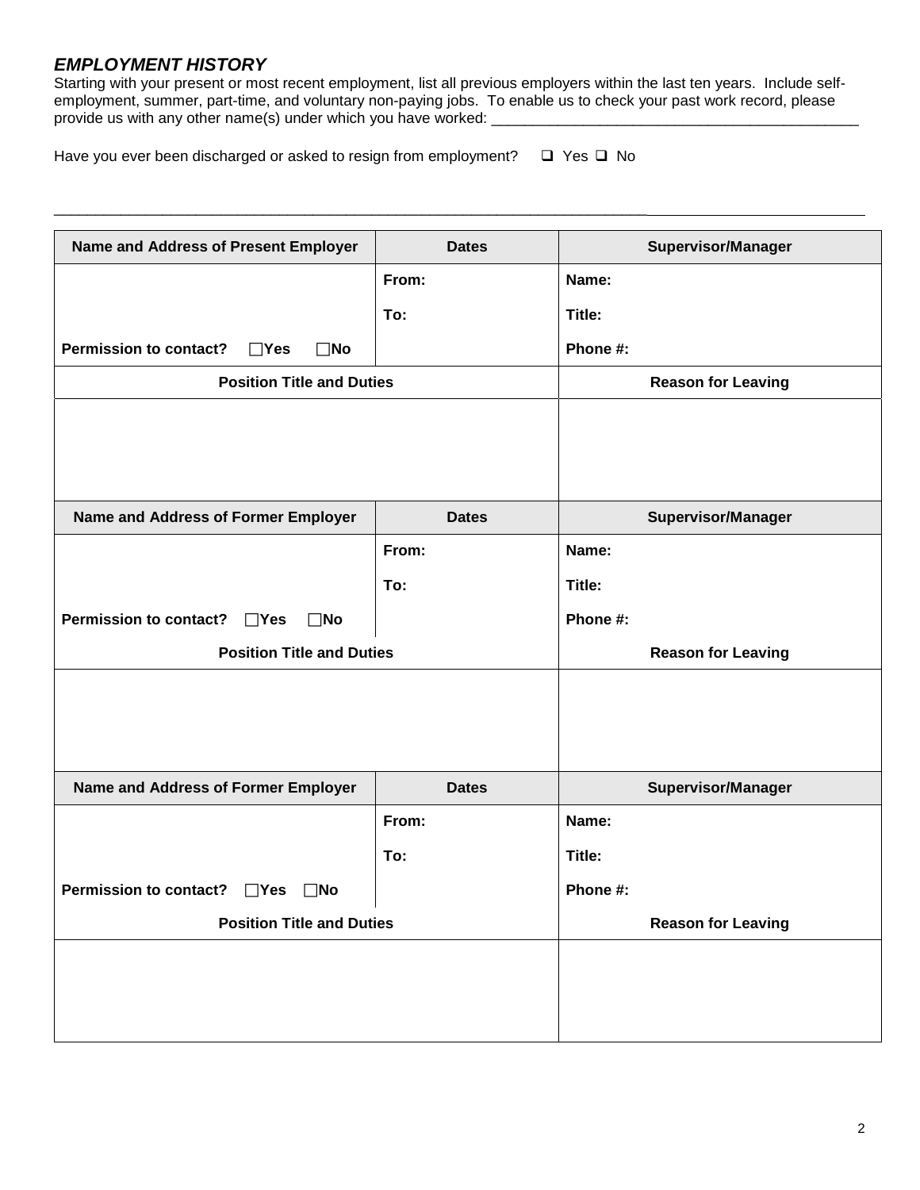## *EMPLOYMENT HISTORY*

Starting with your present or most recent employment, list all previous employers within the last ten years. Include self-employment, summer, part-time, and voluntary non-paying jobs. To enable us to check your past work record, please provide us with any other name(s) under which you have worked: ____________________________________________

Have you ever been discharged or asked to resign from employment? ❑ Yes ❑ No

______________________________________________________________________________________________

| **Name and Address of Present Employer** | **Dates** | **Supervisor/Manager** |
|---|---|---|
| | **From:** | **Name:** |
| | **To:** | **Title:** |
| **Permission to contact?** ☐**Yes** ☐**No** | | **Phone #:** |
| **Position Title and Duties** | | **Reason for Leaving** |
| | | |

| **Name and Address of Former Employer** | **Dates** | **Supervisor/Manager** |
|---|---|---|
| | **From:** | **Name:** |
| | **To:** | **Title:** |
| **Permission to contact?** ☐**Yes** ☐**No** | | **Phone #:** |
| **Position Title and Duties** | | **Reason for Leaving** |
| | | |

| **Name and Address of Former Employer** | **Dates** | **Supervisor/Manager** |
|---|---|---|
| | **From:** | **Name:** |
| | **To:** | **Title:** |
| **Permission to contact?** ☐**Yes** ☐**No** | | **Phone #:** |
| **Position Title and Duties** | | **Reason for Leaving** |
| | | |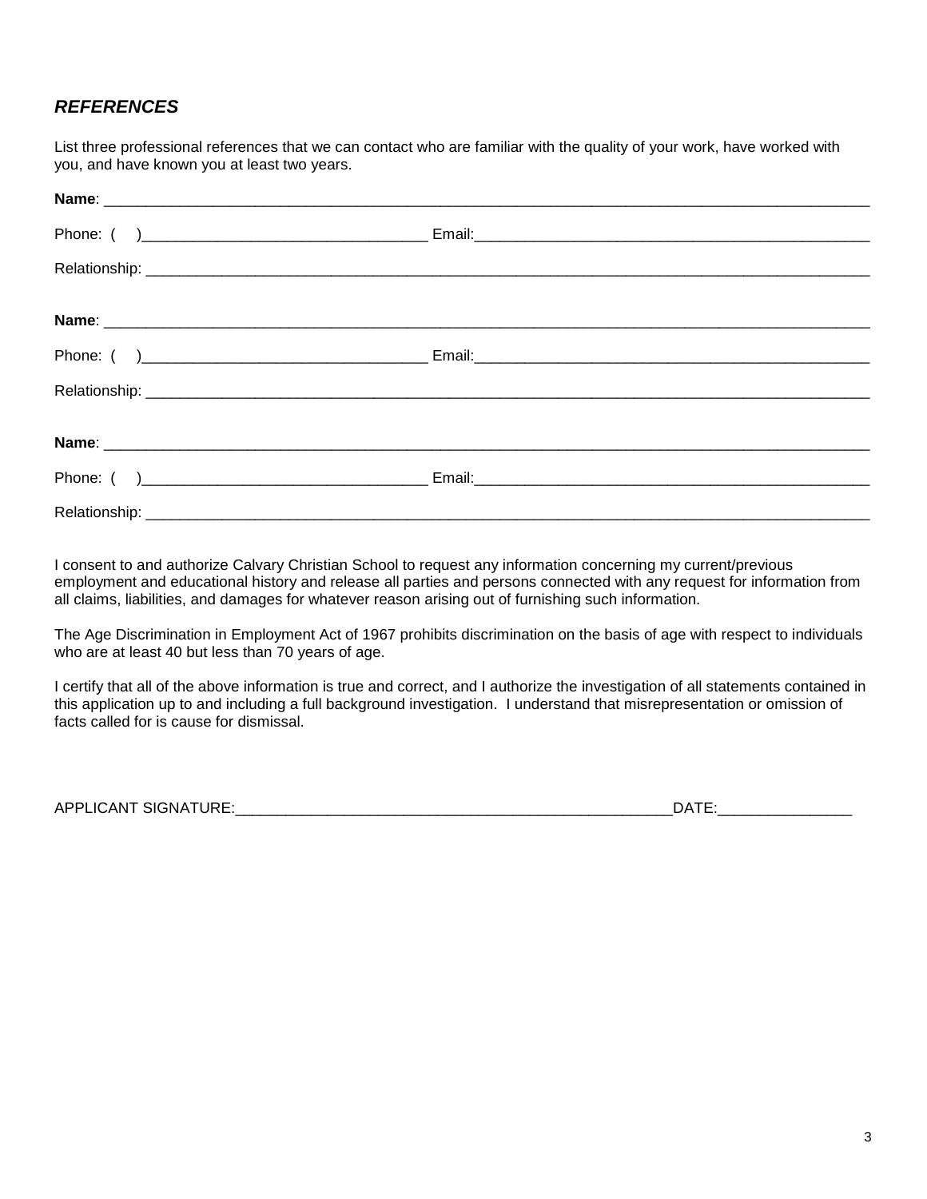## *REFERENCES*

List three professional references that we can contact who are familiar with the quality of your work, have worked with you, and have known you at least two years.

**Name**: ______________________________________________________________________________________________

Phone: ( )__________________________________ Email:________________________________________________

Relationship: ________________________________________________________________________________________

**Name**: ______________________________________________________________________________________________

Phone: ( )__________________________________ Email:________________________________________________

Relationship: ________________________________________________________________________________________

**Name**: ______________________________________________________________________________________________

Phone: ( )__________________________________ Email:________________________________________________

Relationship: ________________________________________________________________________________________

I consent to and authorize Calvary Christian School to request any information concerning my current/previous employment and educational history and release all parties and persons connected with any request for information from all claims, liabilities, and damages for whatever reason arising out of furnishing such information.

The Age Discrimination in Employment Act of 1967 prohibits discrimination on the basis of age with respect to individuals who are at least 40 but less than 70 years of age.

I certify that all of the above information is true and correct, and I authorize the investigation of all statements contained in this application up to and including a full background investigation. I understand that misrepresentation or omission of facts called for is cause for dismissal.

APPLICANT SIGNATURE:_____________________________________________________DATE:________________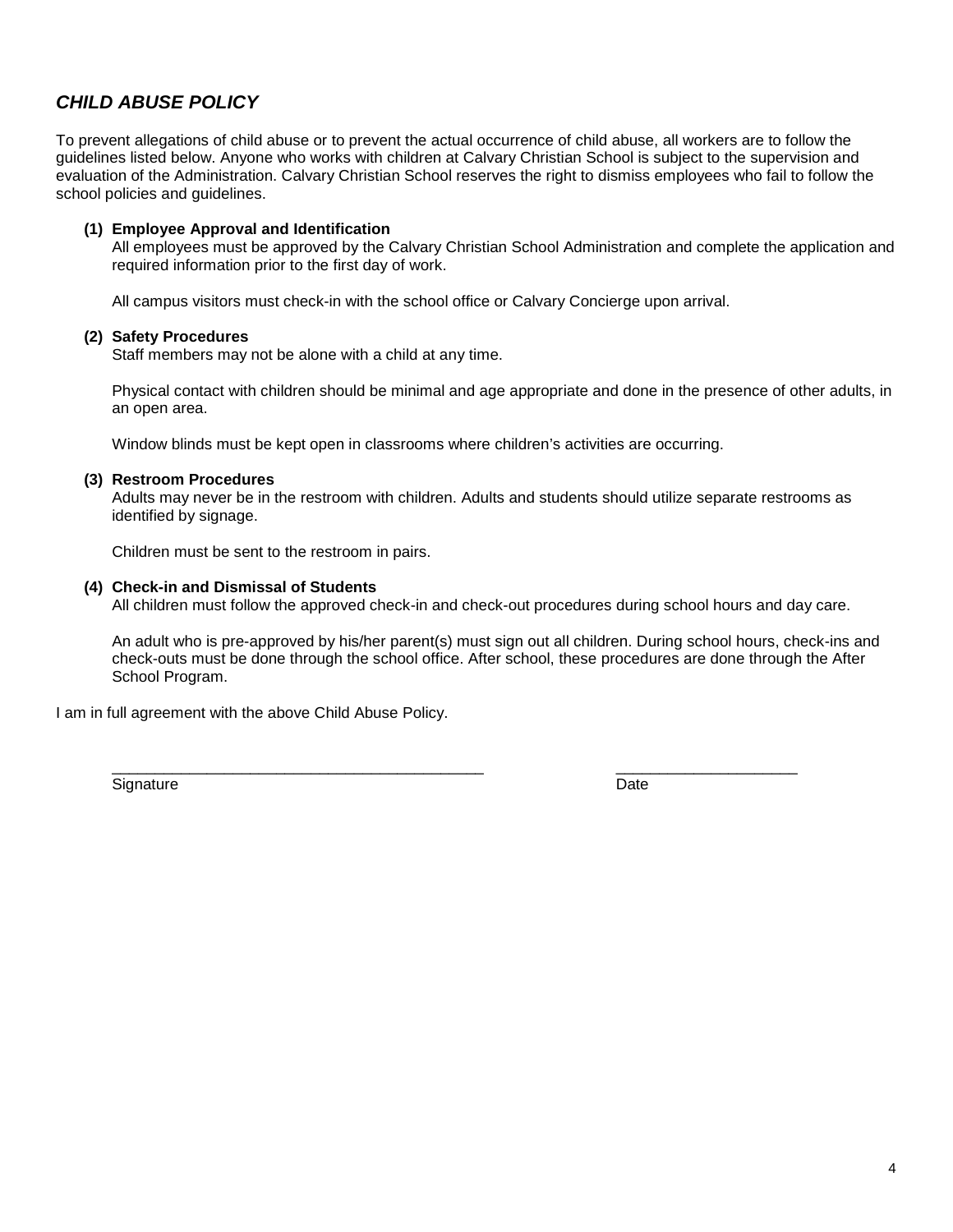## *CHILD ABUSE POLICY*

To prevent allegations of child abuse or to prevent the actual occurrence of child abuse, all workers are to follow the guidelines listed below. Anyone who works with children at Calvary Christian School is subject to the supervision and evaluation of the Administration. Calvary Christian School reserves the right to dismiss employees who fail to follow the school policies and guidelines.

**(1) Employee Approval and Identification**

All employees must be approved by the Calvary Christian School Administration and complete the application and required information prior to the first day of work.

All campus visitors must check-in with the school office or Calvary Concierge upon arrival.

**(2) Safety Procedures**

Staff members may not be alone with a child at any time.

Physical contact with children should be minimal and age appropriate and done in the presence of other adults, in an open area.

Window blinds must be kept open in classrooms where children's activities are occurring.

**(3) Restroom Procedures**

Adults may never be in the restroom with children. Adults and students should utilize separate restrooms as identified by signage.

Children must be sent to the restroom in pairs.

**(4) Check-in and Dismissal of Students**

All children must follow the approved check-in and check-out procedures during school hours and day care.

An adult who is pre-approved by his/her parent(s) must sign out all children. During school hours, check-ins and check-outs must be done through the school office. After school, these procedures are done through the After School Program.

I am in full agreement with the above Child Abuse Policy.

_____________________________________________ _____________________

Signature Date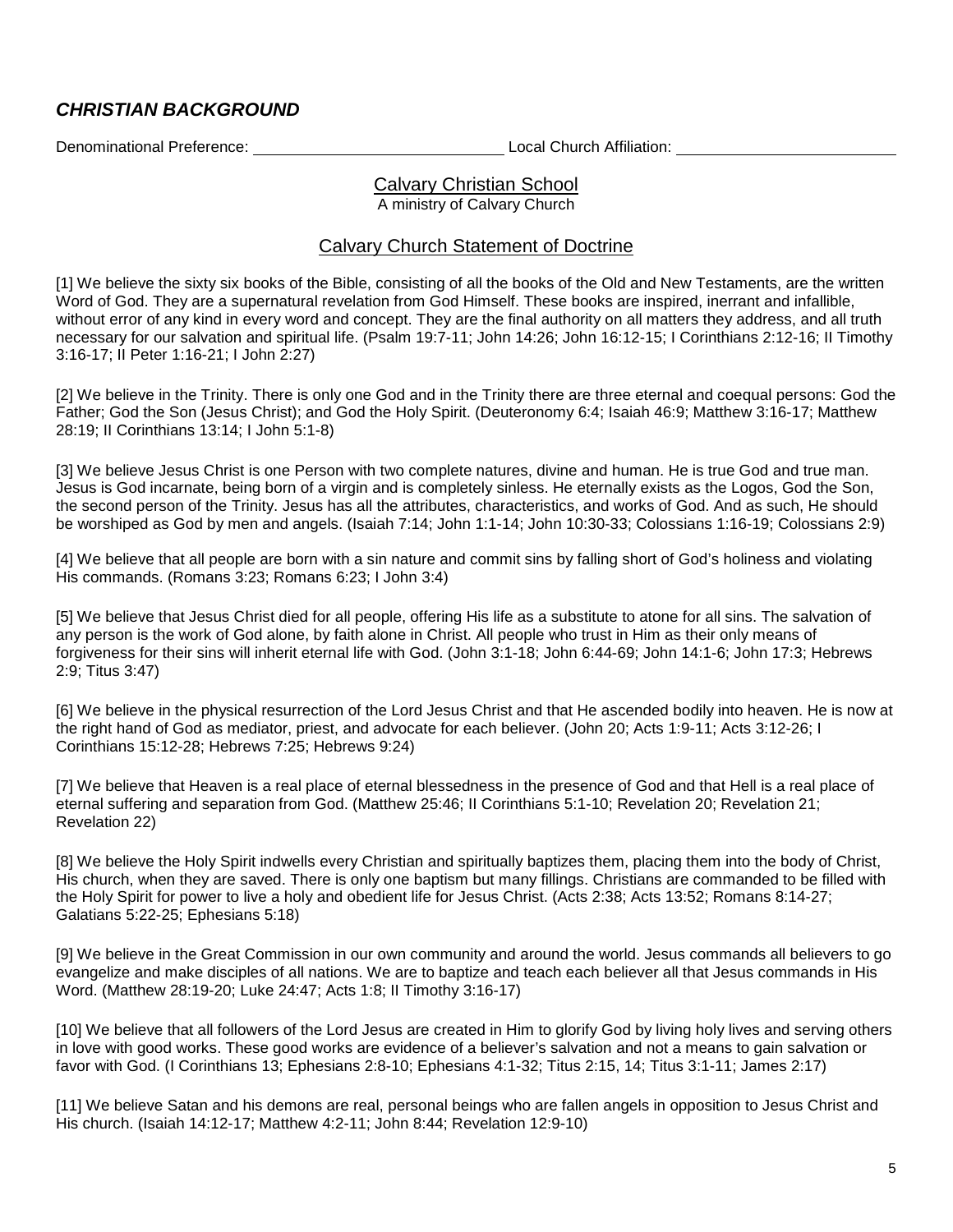## ***CHRISTIAN BACKGROUND***

Denominational Preference: ______________________________ Local Church Affiliation: __________________________

### Calvary Christian School

A ministry of Calvary Church

### Calvary Church Statement of Doctrine

[1] We believe the sixty six books of the Bible, consisting of all the books of the Old and New Testaments, are the written Word of God. They are a supernatural revelation from God Himself. These books are inspired, inerrant and infallible, without error of any kind in every word and concept. They are the final authority on all matters they address, and all truth necessary for our salvation and spiritual life. (Psalm 19:7-11; John 14:26; John 16:12-15; I Corinthians 2:12-16; II Timothy 3:16-17; II Peter 1:16-21; I John 2:27)

[2] We believe in the Trinity. There is only one God and in the Trinity there are three eternal and coequal persons: God the Father; God the Son (Jesus Christ); and God the Holy Spirit. (Deuteronomy 6:4; Isaiah 46:9; Matthew 3:16-17; Matthew 28:19; II Corinthians 13:14; I John 5:1-8)

[3] We believe Jesus Christ is one Person with two complete natures, divine and human. He is true God and true man. Jesus is God incarnate, being born of a virgin and is completely sinless. He eternally exists as the Logos, God the Son, the second person of the Trinity. Jesus has all the attributes, characteristics, and works of God. And as such, He should be worshiped as God by men and angels. (Isaiah 7:14; John 1:1-14; John 10:30-33; Colossians 1:16-19; Colossians 2:9)

[4] We believe that all people are born with a sin nature and commit sins by falling short of God's holiness and violating His commands. (Romans 3:23; Romans 6:23; I John 3:4)

[5] We believe that Jesus Christ died for all people, offering His life as a substitute to atone for all sins. The salvation of any person is the work of God alone, by faith alone in Christ. All people who trust in Him as their only means of forgiveness for their sins will inherit eternal life with God. (John 3:1-18; John 6:44-69; John 14:1-6; John 17:3; Hebrews 2:9; Titus 3:47)

[6] We believe in the physical resurrection of the Lord Jesus Christ and that He ascended bodily into heaven. He is now at the right hand of God as mediator, priest, and advocate for each believer. (John 20; Acts 1:9-11; Acts 3:12-26; I Corinthians 15:12-28; Hebrews 7:25; Hebrews 9:24)

[7] We believe that Heaven is a real place of eternal blessedness in the presence of God and that Hell is a real place of eternal suffering and separation from God. (Matthew 25:46; II Corinthians 5:1-10; Revelation 20; Revelation 21; Revelation 22)

[8] We believe the Holy Spirit indwells every Christian and spiritually baptizes them, placing them into the body of Christ, His church, when they are saved. There is only one baptism but many fillings. Christians are commanded to be filled with the Holy Spirit for power to live a holy and obedient life for Jesus Christ. (Acts 2:38; Acts 13:52; Romans 8:14-27; Galatians 5:22-25; Ephesians 5:18)

[9] We believe in the Great Commission in our own community and around the world. Jesus commands all believers to go evangelize and make disciples of all nations. We are to baptize and teach each believer all that Jesus commands in His Word. (Matthew 28:19-20; Luke 24:47; Acts 1:8; II Timothy 3:16-17)

[10] We believe that all followers of the Lord Jesus are created in Him to glorify God by living holy lives and serving others in love with good works. These good works are evidence of a believer's salvation and not a means to gain salvation or favor with God. (I Corinthians 13; Ephesians 2:8-10; Ephesians 4:1-32; Titus 2:15, 14; Titus 3:1-11; James 2:17)

[11] We believe Satan and his demons are real, personal beings who are fallen angels in opposition to Jesus Christ and His church. (Isaiah 14:12-17; Matthew 4:2-11; John 8:44; Revelation 12:9-10)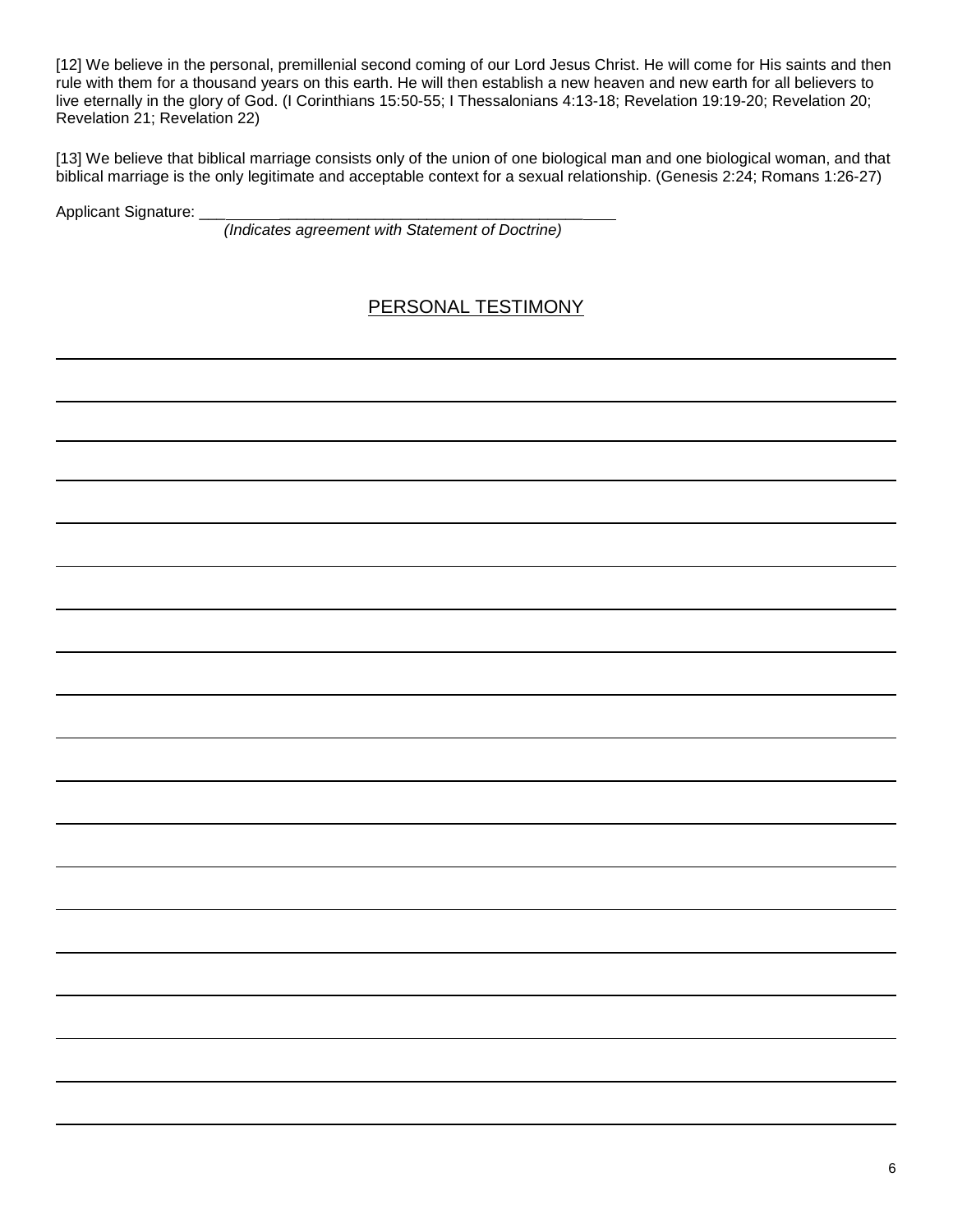[12] We believe in the personal, premillenial second coming of our Lord Jesus Christ. He will come for His saints and then rule with them for a thousand years on this earth. He will then establish a new heaven and new earth for all believers to live eternally in the glory of God. (I Corinthians 15:50-55; I Thessalonians 4:13-18; Revelation 19:19-20; Revelation 20; Revelation 21; Revelation 22)

[13] We believe that biblical marriage consists only of the union of one biological man and one biological woman, and that biblical marriage is the only legitimate and acceptable context for a sexual relationship. (Genesis 2:24; Romans 1:26-27)

Applicant Signature: ___________________________________________

*(Indicates agreement with Statement of Doctrine)*

## PERSONAL TESTIMONY

___________________________________________________________________________

___________________________________________________________________________

___________________________________________________________________________

___________________________________________________________________________

___________________________________________________________________________

___________________________________________________________________________

___________________________________________________________________________

___________________________________________________________________________

___________________________________________________________________________

___________________________________________________________________________

___________________________________________________________________________

___________________________________________________________________________

___________________________________________________________________________

___________________________________________________________________________

___________________________________________________________________________

___________________________________________________________________________

___________________________________________________________________________

___________________________________________________________________________

___________________________________________________________________________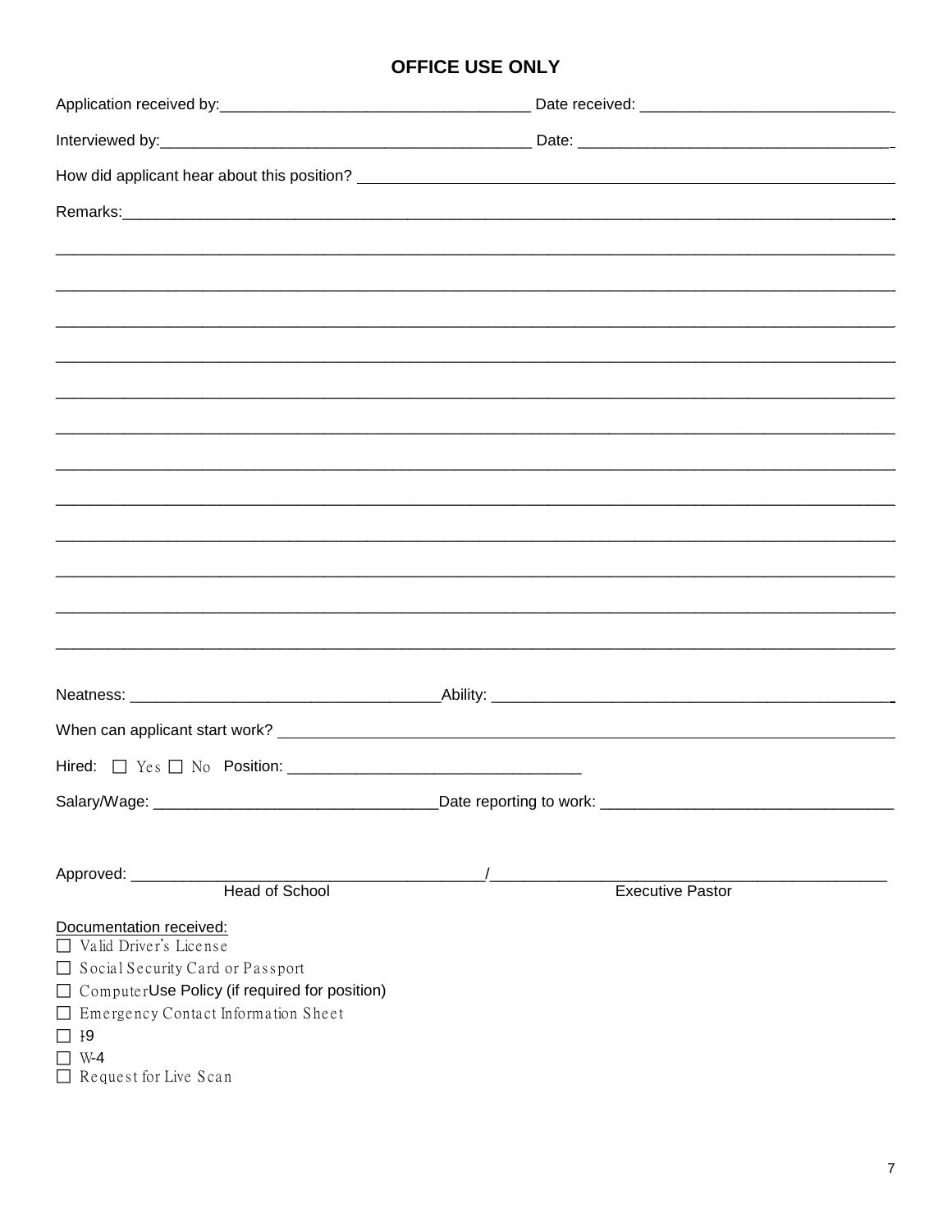## OFFICE USE ONLY

Application received by:___________________________________ Date received: ____________________________

Interviewed by:__________________________________________ Date: __________________________________

How did applicant hear about this position? ________________________________________________________

Remarks:__________________________________________________________________________________

__________________________________________________________________________________________

__________________________________________________________________________________________

__________________________________________________________________________________________

__________________________________________________________________________________________

__________________________________________________________________________________________

__________________________________________________________________________________________

__________________________________________________________________________________________

__________________________________________________________________________________________

__________________________________________________________________________________________

__________________________________________________________________________________________

__________________________________________________________________________________________

__________________________________________________________________________________________

Neatness: ___________________________________Ability: _____________________________________________

When can applicant start work? ________________________________________________________________

Hired: ☐ Yes ☐ No Position: _________________________________

Salary/Wage: ________________________________Date reporting to work: _________________________________

Approved: ________________________________________/_____________________________________________
Head of School Executive Pastor

Documentation received:

☐ Valid Driver's License
☐ Social Security Card or Passport
☐ Computer Use Policy (if required for position)
☐ Emergency Contact Information Sheet
☐ I-9
☐ W-4
☐ Request for Live Scan